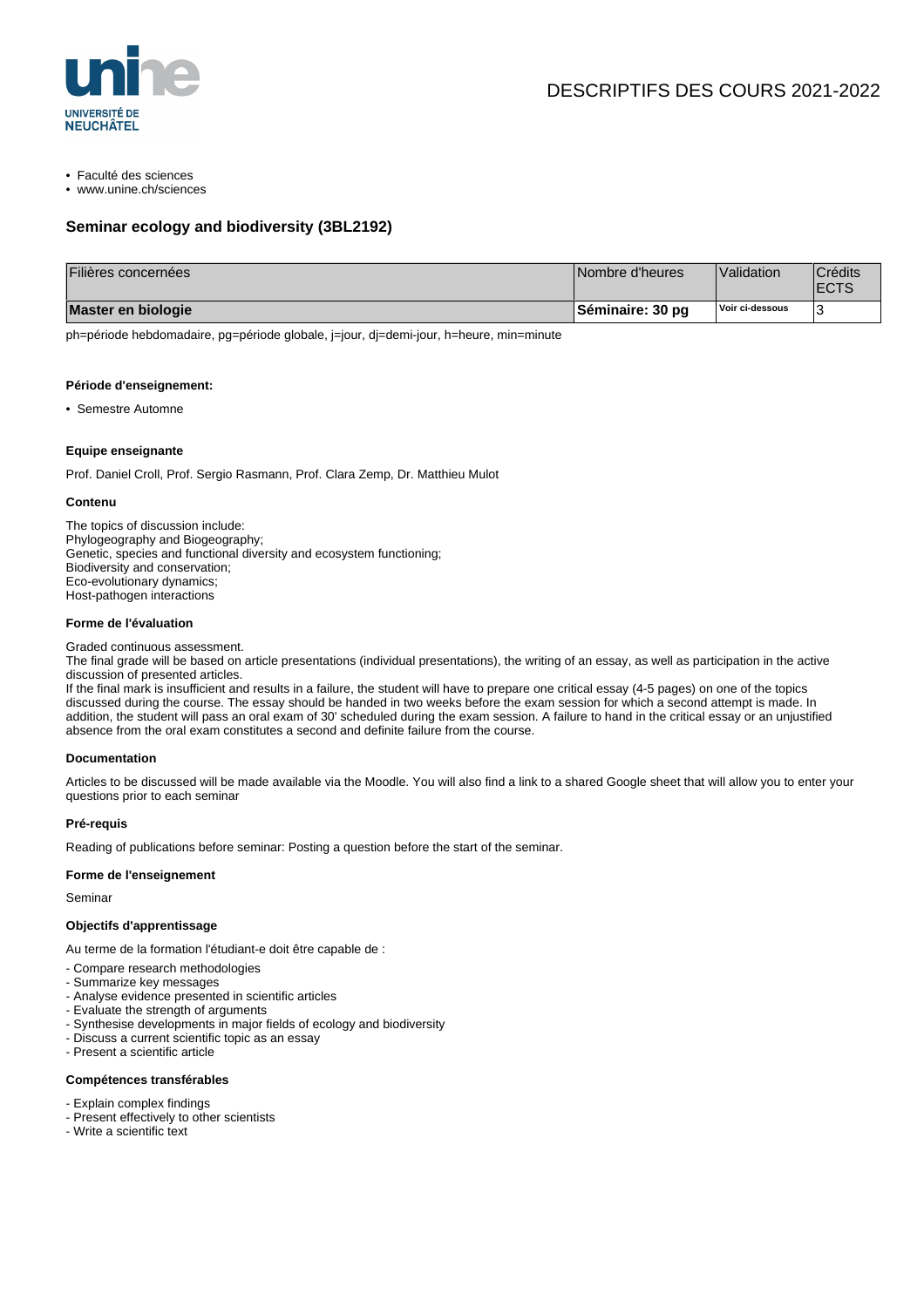DESCRIPTIFS DES COURS 2021-2022

- Faculté des sciences
- www.unine.ch/sciences

## Seminar ecology and biodiversity (3BL2192)

| Filières concernées | Nombre d'heures | Validation | Crédits ECTS |
|---|---|---|---|
| **Master en biologie** | **Séminaire: 30 pg** | **Voir ci-dessous** | 3 |

ph=période hebdomadaire, pg=période globale, j=jour, dj=demi-jour, h=heure, min=minute

#### Période d'enseignement:

- Semestre Automne

#### Equipe enseignante

Prof. Daniel Croll, Prof. Sergio Rasmann, Prof. Clara Zemp, Dr. Matthieu Mulot

#### Contenu

The topics of discussion include:
Phylogeography and Biogeography;
Genetic, species and functional diversity and ecosystem functioning;
Biodiversity and conservation;
Eco-evolutionary dynamics;
Host-pathogen interactions

#### Forme de l'évaluation

Graded continuous assessment.
The final grade will be based on article presentations (individual presentations), the writing of an essay, as well as participation in the active discussion of presented articles.
If the final mark is insufficient and results in a failure, the student will have to prepare one critical essay (4-5 pages) on one of the topics discussed during the course. The essay should be handed in two weeks before the exam session for which a second attempt is made. In addition, the student will pass an oral exam of 30' scheduled during the exam session. A failure to hand in the critical essay or an unjustified absence from the oral exam constitutes a second and definite failure from the course.

#### Documentation

Articles to be discussed will be made available via the Moodle. You will also find a link to a shared Google sheet that will allow you to enter your questions prior to each seminar

#### Pré-requis

Reading of publications before seminar: Posting a question before the start of the seminar.

#### Forme de l'enseignement

Seminar

#### Objectifs d'apprentissage

Au terme de la formation l'étudiant-e doit être capable de :

- Compare research methodologies
- Summarize key messages
- Analyse evidence presented in scientific articles
- Evaluate the strength of arguments
- Synthesise developments in major fields of ecology and biodiversity
- Discuss a current scientific topic as an essay
- Present a scientific article

#### Compétences transférables

- Explain complex findings
- Present effectively to other scientists
- Write a scientific text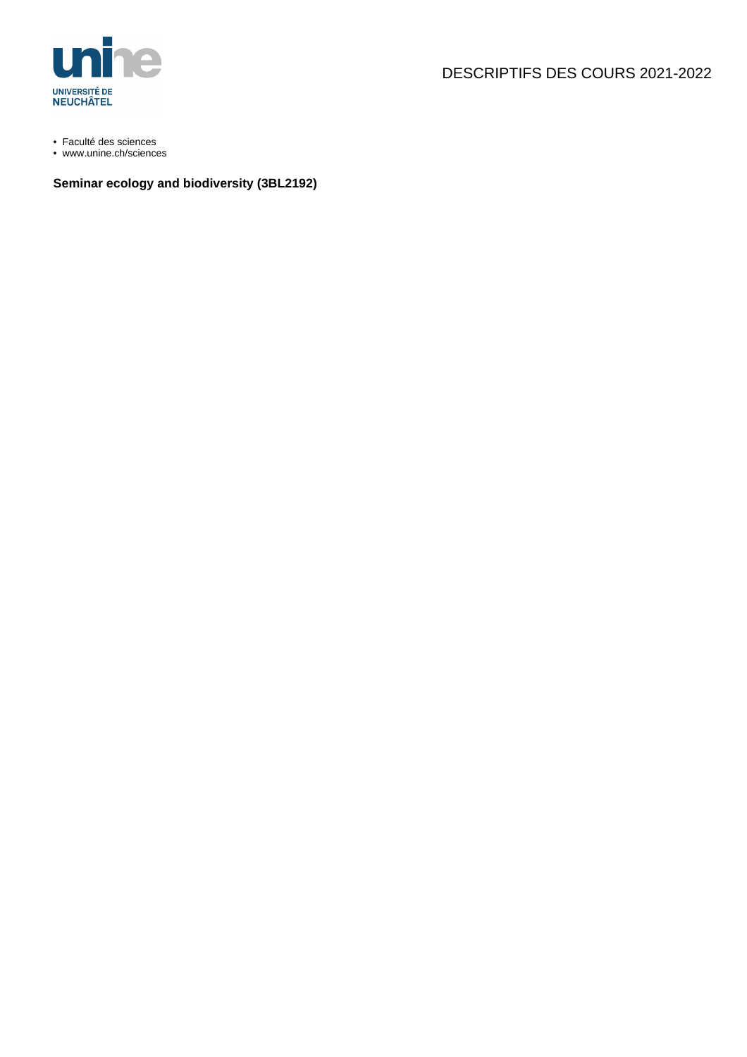- Faculté des sciences
- www.unine.ch/sciences

**Seminar ecology and biodiversity (3BL2192)**